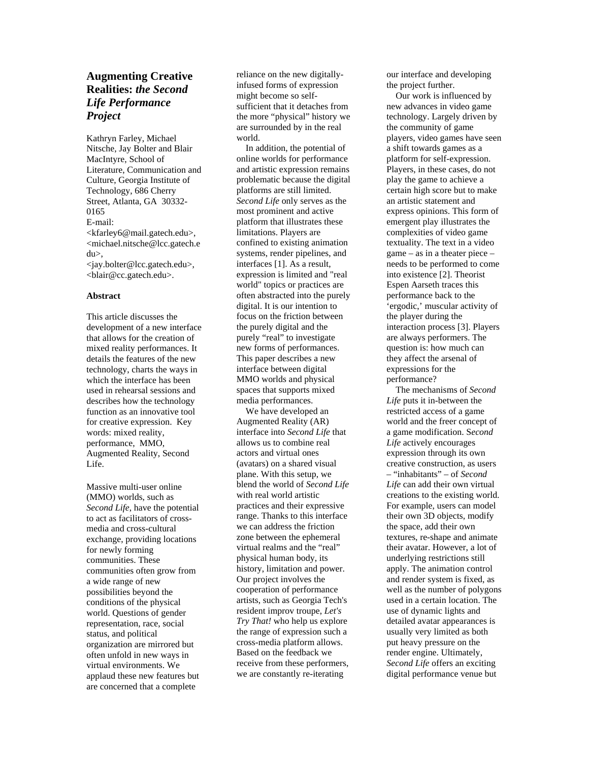# Augmenting Creative Realities: *the Second Life Performance Project*

Kathryn Farley, Michael Nitsche, Jay Bolter and Blair MacIntyre, School of Literature, Communication and Culture, Georgia Institute of Technology, 686 Cherry Street, Atlanta, GA 30332-0165
E-mail: <kfarley6@mail.gatech.edu>, <michael.nitsche@lcc.gatech.edu>, <jay.bolter@lcc.gatech.edu>, <blair@cc.gatech.edu>.

### Abstract

This article discusses the development of a new interface that allows for the creation of mixed reality performances. It details the features of the new technology, charts the ways in which the interface has been used in rehearsal sessions and describes how the technology function as an innovative tool for creative expression. Key words: mixed reality, performance, MMO, Augmented Reality, Second Life.

Massive multi-user online (MMO) worlds, such as *Second Life*, have the potential to act as facilitators of cross-media and cross-cultural exchange, providing locations for newly forming communities. These communities often grow from a wide range of new possibilities beyond the conditions of the physical world. Questions of gender representation, race, social status, and political organization are mirrored but often unfold in new ways in virtual environments. We applaud these new features but are concerned that a complete reliance on the new digitally-infused forms of expression might become so self-sufficient that it detaches from the more "physical" history we are surrounded by in the real world.

In addition, the potential of online worlds for performance and artistic expression remains problematic because the digital platforms are still limited. *Second Life* only serves as the most prominent and active platform that illustrates these limitations. Players are confined to existing animation systems, render pipelines, and interfaces [1]. As a result, expression is limited and "real world" topics or practices are often abstracted into the purely digital. It is our intention to focus on the friction between the purely digital and the purely "real" to investigate new forms of performances. This paper describes a new interface between digital MMO worlds and physical spaces that supports mixed media performances.

We have developed an Augmented Reality (AR) interface into *Second Life* that allows us to combine real actors and virtual ones (avatars) on a shared visual plane. With this setup, we blend the world of *Second Life* with real world artistic practices and their expressive range. Thanks to this interface we can address the friction zone between the ephemeral virtual realms and the "real" physical human body, its history, limitation and power. Our project involves the cooperation of performance artists, such as Georgia Tech's resident improv troupe, *Let's Try That!* who help us explore the range of expression such a cross-media platform allows. Based on the feedback we receive from these performers, we are constantly re-iterating our interface and developing the project further.

Our work is influenced by new advances in video game technology. Largely driven by the community of game players, video games have seen a shift towards games as a platform for self-expression. Players, in these cases, do not play the game to achieve a certain high score but to make an artistic statement and express opinions. This form of emergent play illustrates the complexities of video game textuality. The text in a video game – as in a theater piece – needs to be performed to come into existence [2]. Theorist Espen Aarseth traces this performance back to the 'ergodic,' muscular activity of the player during the interaction process [3]. Players are always performers. The question is: how much can they affect the arsenal of expressions for the performance?

The mechanisms of *Second Life* puts it in-between the restricted access of a game world and the freer concept of a game modification. S*econd Life* actively encourages expression through its own creative construction, as users – "inhabitants" – of *Second Life* can add their own virtual creations to the existing world. For example, users can model their own 3D objects, modify the space, add their own textures, re-shape and animate their avatar. However, a lot of underlying restrictions still apply. The animation control and render system is fixed, as well as the number of polygons used in a certain location. The use of dynamic lights and detailed avatar appearances is usually very limited as both put heavy pressure on the render engine. Ultimately, *Second Life* offers an exciting digital performance venue but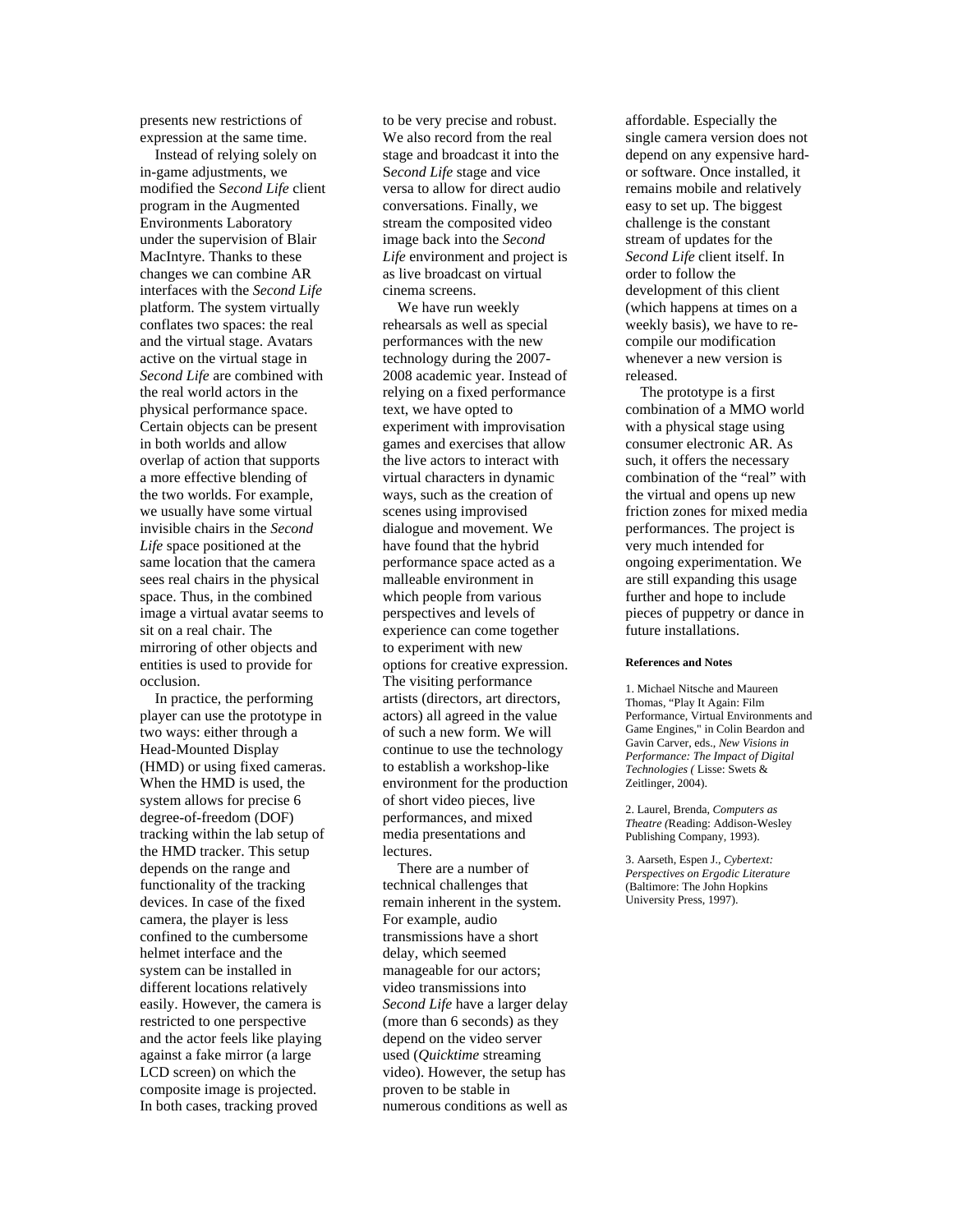presents new restrictions of expression at the same time.

Instead of relying solely on in-game adjustments, we modified the S*econd Life* client program in the Augmented Environments Laboratory under the supervision of Blair MacIntyre. Thanks to these changes we can combine AR interfaces with the *Second Life* platform. The system virtually conflates two spaces: the real and the virtual stage. Avatars active on the virtual stage in *Second Life* are combined with the real world actors in the physical performance space. Certain objects can be present in both worlds and allow overlap of action that supports a more effective blending of the two worlds. For example, we usually have some virtual invisible chairs in the *Second Life* space positioned at the same location that the camera sees real chairs in the physical space. Thus, in the combined image a virtual avatar seems to sit on a real chair. The mirroring of other objects and entities is used to provide for occlusion.

In practice, the performing player can use the prototype in two ways: either through a Head-Mounted Display (HMD) or using fixed cameras. When the HMD is used, the system allows for precise 6 degree-of-freedom (DOF) tracking within the lab setup of the HMD tracker. This setup depends on the range and functionality of the tracking devices. In case of the fixed camera, the player is less confined to the cumbersome helmet interface and the system can be installed in different locations relatively easily. However, the camera is restricted to one perspective and the actor feels like playing against a fake mirror (a large LCD screen) on which the composite image is projected. In both cases, tracking proved to be very precise and robust. We also record from the real stage and broadcast it into the S*econd Life* stage and vice versa to allow for direct audio conversations. Finally, we stream the composited video image back into the *Second Life* environment and project is as live broadcast on virtual cinema screens.

We have run weekly rehearsals as well as special performances with the new technology during the 2007-2008 academic year. Instead of relying on a fixed performance text, we have opted to experiment with improvisation games and exercises that allow the live actors to interact with virtual characters in dynamic ways, such as the creation of scenes using improvised dialogue and movement. We have found that the hybrid performance space acted as a malleable environment in which people from various perspectives and levels of experience can come together to experiment with new options for creative expression. The visiting performance artists (directors, art directors, actors) all agreed in the value of such a new form. We will continue to use the technology to establish a workshop-like environment for the production of short video pieces, live performances, and mixed media presentations and lectures.

There are a number of technical challenges that remain inherent in the system. For example, audio transmissions have a short delay, which seemed manageable for our actors; video transmissions into *Second Life* have a larger delay (more than 6 seconds) as they depend on the video server used (*Quicktime* streaming video). However, the setup has proven to be stable in numerous conditions as well as affordable. Especially the single camera version does not depend on any expensive hard- or software. Once installed, it remains mobile and relatively easy to set up. The biggest challenge is the constant stream of updates for the *Second Life* client itself. In order to follow the development of this client (which happens at times on a weekly basis), we have to re-compile our modification whenever a new version is released.

The prototype is a first combination of a MMO world with a physical stage using consumer electronic AR. As such, it offers the necessary combination of the "real" with the virtual and opens up new friction zones for mixed media performances. The project is very much intended for ongoing experimentation. We are still expanding this usage further and hope to include pieces of puppetry or dance in future installations.

#### References and Notes

1. Michael Nitsche and Maureen Thomas, "Play It Again: Film Performance, Virtual Environments and Game Engines," in Colin Beardon and Gavin Carver, eds., *New Visions in Performance: The Impact of Digital Technologies (* Lisse: Swets & Zeitlinger, 2004).

2. Laurel, Brenda, *Computers as Theatre (*Reading: Addison-Wesley Publishing Company, 1993).

3. Aarseth, Espen J., *Cybertext: Perspectives on Ergodic Literature* (Baltimore: The John Hopkins University Press, 1997).